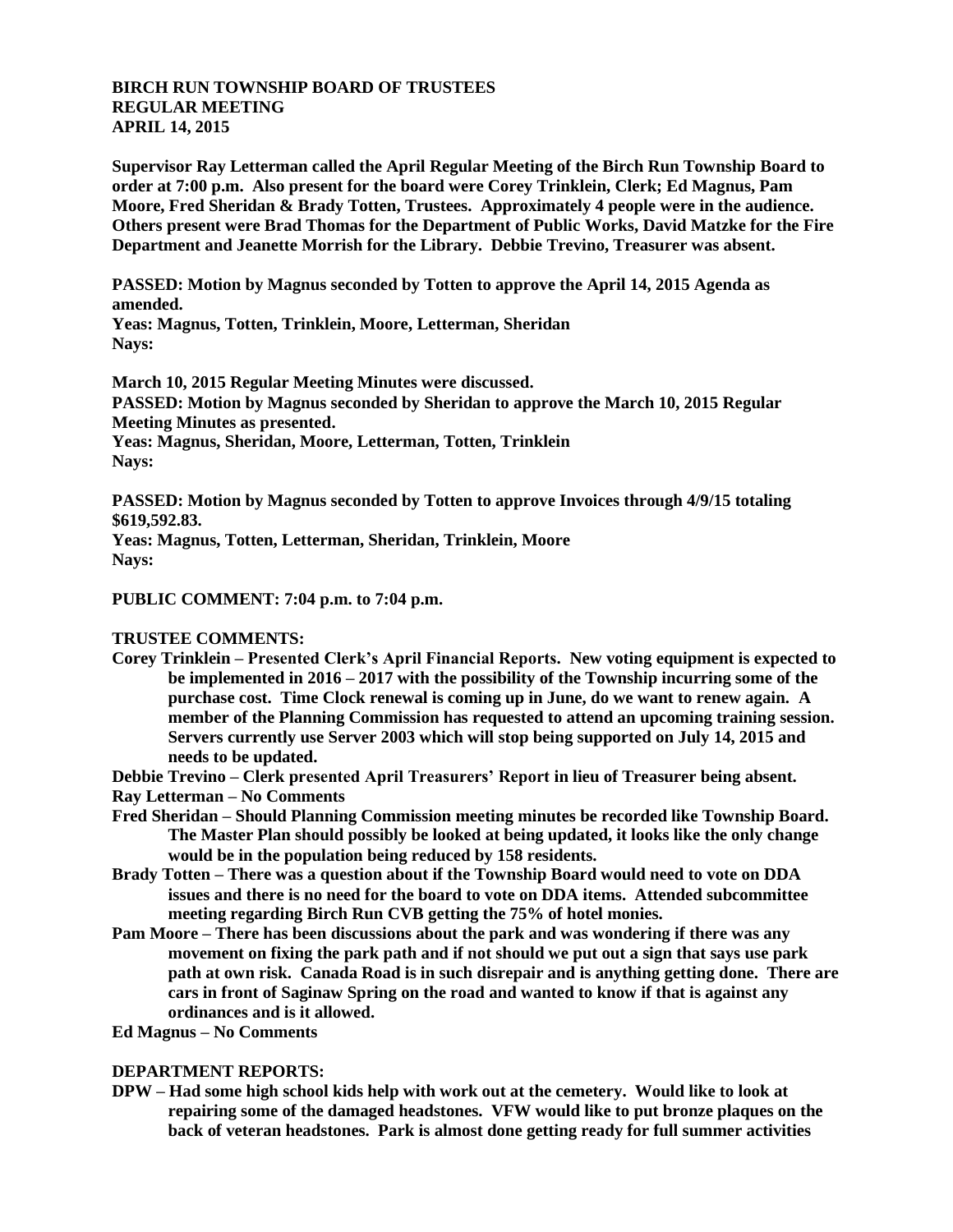**BIRCH RUN TOWNSHIP BOARD OF TRUSTEES**
**REGULAR MEETING**
**APRIL 14, 2015**

**Supervisor Ray Letterman called the April Regular Meeting of the Birch Run Township Board to order at 7:00 p.m. Also present for the board were Corey Trinklein, Clerk; Ed Magnus, Pam Moore, Fred Sheridan & Brady Totten, Trustees. Approximately 4 people were in the audience. Others present were Brad Thomas for the Department of Public Works, David Matzke for the Fire Department and Jeanette Morrish for the Library. Debbie Trevino, Treasurer was absent.**

**PASSED: Motion by Magnus seconded by Totten to approve the April 14, 2015 Agenda as amended.**
**Yeas: Magnus, Totten, Trinklein, Moore, Letterman, Sheridan**
**Nays:**

**March 10, 2015 Regular Meeting Minutes were discussed.**
**PASSED: Motion by Magnus seconded by Sheridan to approve the March 10, 2015 Regular Meeting Minutes as presented.**
**Yeas: Magnus, Sheridan, Moore, Letterman, Totten, Trinklein**
**Nays:**

**PASSED: Motion by Magnus seconded by Totten to approve Invoices through 4/9/15 totaling $619,592.83.**
**Yeas: Magnus, Totten, Letterman, Sheridan, Trinklein, Moore**
**Nays:**

**PUBLIC COMMENT: 7:04 p.m. to 7:04 p.m.**

**TRUSTEE COMMENTS:**

**Corey Trinklein – Presented Clerk's April Financial Reports. New voting equipment is expected to be implemented in 2016 – 2017 with the possibility of the Township incurring some of the purchase cost. Time Clock renewal is coming up in June, do we want to renew again. A member of the Planning Commission has requested to attend an upcoming training session. Servers currently use Server 2003 which will stop being supported on July 14, 2015 and needs to be updated.**

**Debbie Trevino – Clerk presented April Treasurers' Report in lieu of Treasurer being absent.**

**Ray Letterman – No Comments**

**Fred Sheridan – Should Planning Commission meeting minutes be recorded like Township Board. The Master Plan should possibly be looked at being updated, it looks like the only change would be in the population being reduced by 158 residents.**

**Brady Totten – There was a question about if the Township Board would need to vote on DDA issues and there is no need for the board to vote on DDA items. Attended subcommittee meeting regarding Birch Run CVB getting the 75% of hotel monies.**

**Pam Moore – There has been discussions about the park and was wondering if there was any movement on fixing the park path and if not should we put out a sign that says use park path at own risk. Canada Road is in such disrepair and is anything getting done. There are cars in front of Saginaw Spring on the road and wanted to know if that is against any ordinances and is it allowed.**

**Ed Magnus – No Comments**

**DEPARTMENT REPORTS:**

**DPW – Had some high school kids help with work out at the cemetery. Would like to look at repairing some of the damaged headstones. VFW would like to put bronze plaques on the back of veteran headstones. Park is almost done getting ready for full summer activities**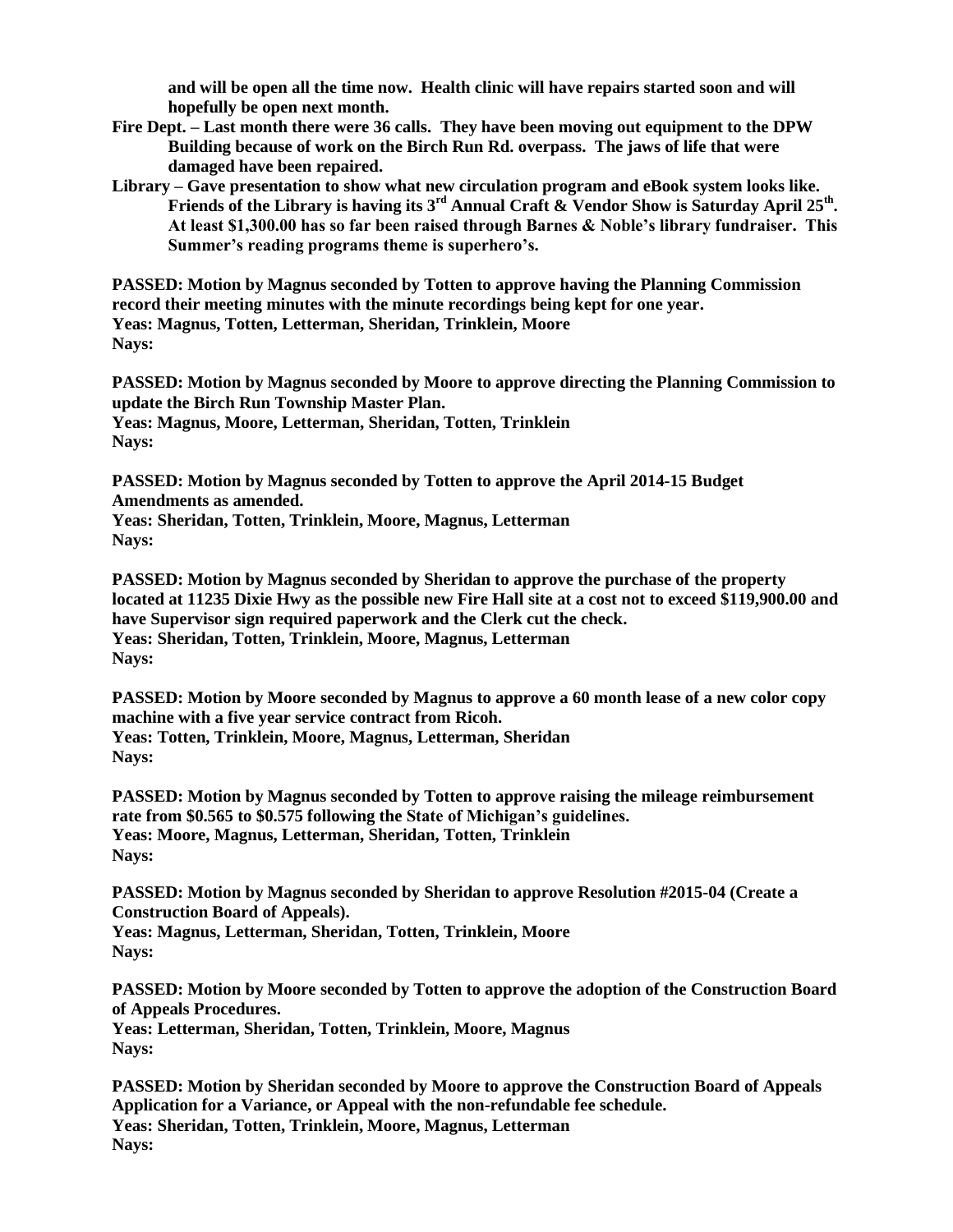**and will be open all the time now. Health clinic will have repairs started soon and will hopefully be open next month.**

**Fire Dept. – Last month there were 36 calls. They have been moving out equipment to the DPW Building because of work on the Birch Run Rd. overpass. The jaws of life that were damaged have been repaired.**

**Library – Gave presentation to show what new circulation program and eBook system looks like. Friends of the Library is having its 3rd Annual Craft & Vendor Show is Saturday April 25th. At least $1,300.00 has so far been raised through Barnes & Noble's library fundraiser. This Summer's reading programs theme is superhero's.**

**PASSED: Motion by Magnus seconded by Totten to approve having the Planning Commission record their meeting minutes with the minute recordings being kept for one year.**
**Yeas: Magnus, Totten, Letterman, Sheridan, Trinklein, Moore**
**Nays:**

**PASSED: Motion by Magnus seconded by Moore to approve directing the Planning Commission to update the Birch Run Township Master Plan.**
**Yeas: Magnus, Moore, Letterman, Sheridan, Totten, Trinklein**
**Nays:**

**PASSED: Motion by Magnus seconded by Totten to approve the April 2014-15 Budget Amendments as amended.**
**Yeas: Sheridan, Totten, Trinklein, Moore, Magnus, Letterman**
**Nays:**

**PASSED: Motion by Magnus seconded by Sheridan to approve the purchase of the property located at 11235 Dixie Hwy as the possible new Fire Hall site at a cost not to exceed $119,900.00 and have Supervisor sign required paperwork and the Clerk cut the check.**
**Yeas: Sheridan, Totten, Trinklein, Moore, Magnus, Letterman**
**Nays:**

**PASSED: Motion by Moore seconded by Magnus to approve a 60 month lease of a new color copy machine with a five year service contract from Ricoh.**
**Yeas: Totten, Trinklein, Moore, Magnus, Letterman, Sheridan**
**Nays:**

**PASSED: Motion by Magnus seconded by Totten to approve raising the mileage reimbursement rate from $0.565 to $0.575 following the State of Michigan's guidelines.**
**Yeas: Moore, Magnus, Letterman, Sheridan, Totten, Trinklein**
**Nays:**

**PASSED: Motion by Magnus seconded by Sheridan to approve Resolution #2015-04 (Create a Construction Board of Appeals).**
**Yeas: Magnus, Letterman, Sheridan, Totten, Trinklein, Moore**
**Nays:**

**PASSED: Motion by Moore seconded by Totten to approve the adoption of the Construction Board of Appeals Procedures.**
**Yeas: Letterman, Sheridan, Totten, Trinklein, Moore, Magnus**
**Nays:**

**PASSED: Motion by Sheridan seconded by Moore to approve the Construction Board of Appeals Application for a Variance, or Appeal with the non-refundable fee schedule.**
**Yeas: Sheridan, Totten, Trinklein, Moore, Magnus, Letterman**
**Nays:**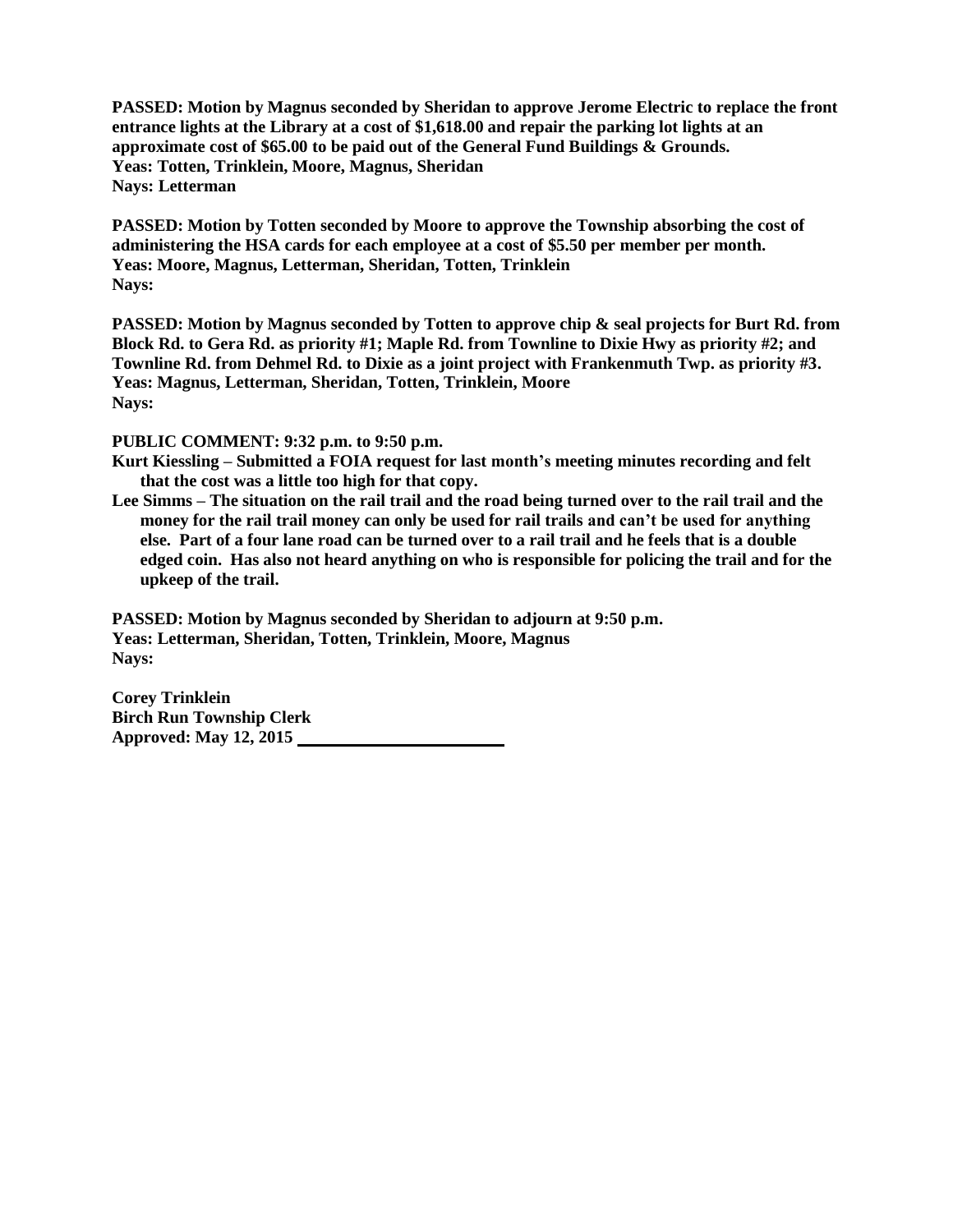**PASSED: Motion by Magnus seconded by Sheridan to approve Jerome Electric to replace the front entrance lights at the Library at a cost of $1,618.00 and repair the parking lot lights at an approximate cost of $65.00 to be paid out of the General Fund Buildings & Grounds.**
**Yeas: Totten, Trinklein, Moore, Magnus, Sheridan**
**Nays: Letterman**

**PASSED: Motion by Totten seconded by Moore to approve the Township absorbing the cost of administering the HSA cards for each employee at a cost of $5.50 per member per month.**
**Yeas: Moore, Magnus, Letterman, Sheridan, Totten, Trinklein**
**Nays:**

**PASSED: Motion by Magnus seconded by Totten to approve chip & seal projects for Burt Rd. from Block Rd. to Gera Rd. as priority #1; Maple Rd. from Townline to Dixie Hwy as priority #2; and Townline Rd. from Dehmel Rd. to Dixie as a joint project with Frankenmuth Twp. as priority #3.**
**Yeas: Magnus, Letterman, Sheridan, Totten, Trinklein, Moore**
**Nays:**

**PUBLIC COMMENT: 9:32 p.m. to 9:50 p.m.**

**Kurt Kiessling – Submitted a FOIA request for last month's meeting minutes recording and felt that the cost was a little too high for that copy.**

**Lee Simms – The situation on the rail trail and the road being turned over to the rail trail and the money for the rail trail money can only be used for rail trails and can't be used for anything else. Part of a four lane road can be turned over to a rail trail and he feels that is a double edged coin. Has also not heard anything on who is responsible for policing the trail and for the upkeep of the trail.**

**PASSED: Motion by Magnus seconded by Sheridan to adjourn at 9:50 p.m.**
**Yeas: Letterman, Sheridan, Totten, Trinklein, Moore, Magnus**
**Nays:**

**Corey Trinklein**
**Birch Run Township Clerk**
**Approved: May 12, 2015 ______________________**